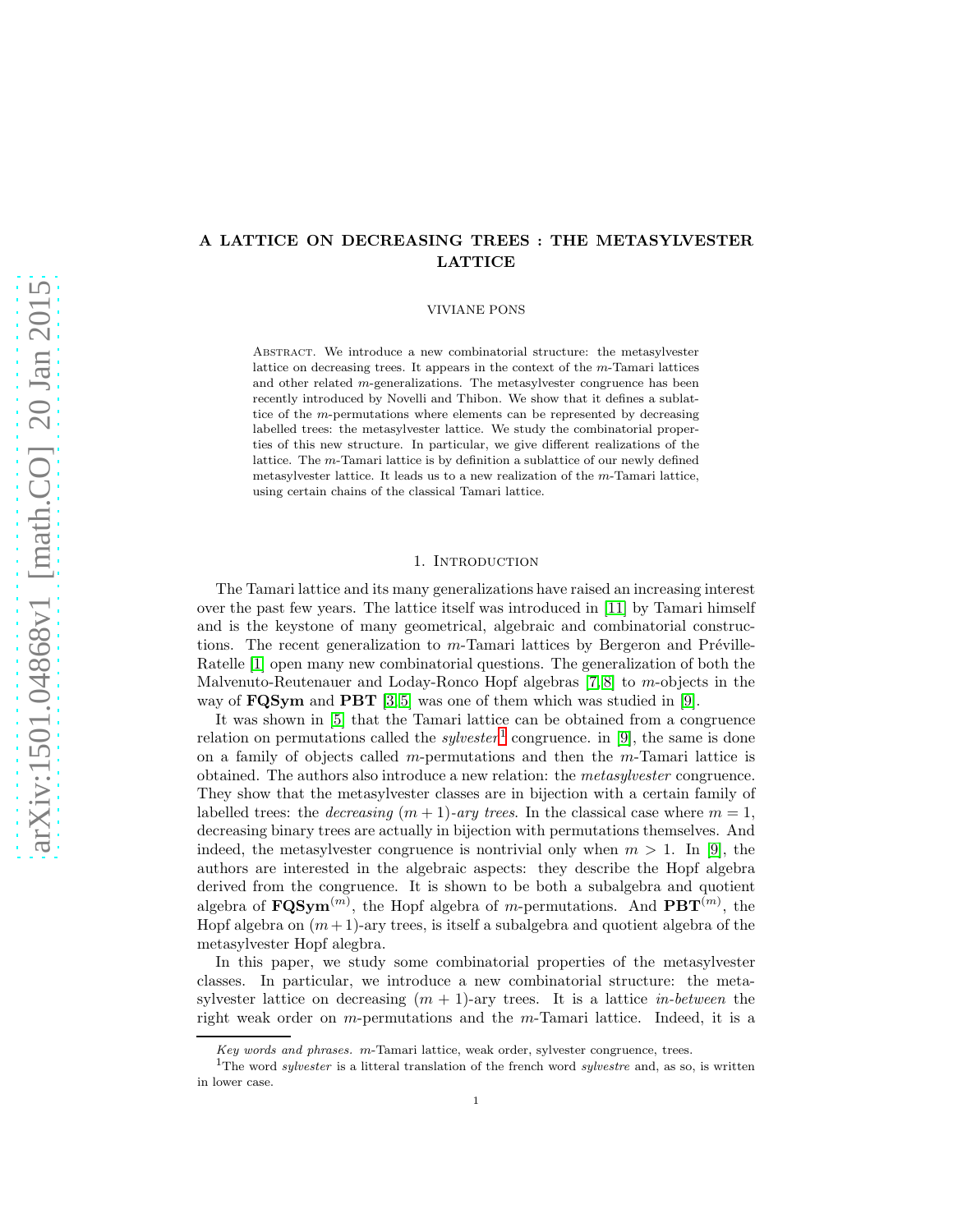# A LATTICE ON DECREASING TREES : THE METASYLVESTER LATTICE

VIVIANE PONS

Abstract. We introduce a new combinatorial structure: the metasylvester lattice on decreasing trees. It appears in the context of the $m$-Tamari lattices and other related $m$-generalizations. The metasylvester congruence has been recently introduced by Novelli and Thibon. We show that it defines a sublattice of the $m$-permutations where elements can be represented by decreasing labelled trees: the metasylvester lattice. We study the combinatorial properties of this new structure. In particular, we give different realizations of the lattice. The $m$-Tamari lattice is by definition a sublattice of our newly defined metasylvester lattice. It leads us to a new realization of the $m$-Tamari lattice, using certain chains of the classical Tamari lattice.

## 1. Introduction

The Tamari lattice and its many generalizations have raised an increasing interest over the past few years. The lattice itself was introduced in [11] by Tamari himself and is the keystone of many geometrical, algebraic and combinatorial constructions. The recent generalization to $m$-Tamari lattices by Bergeron and Préville-Ratelle [1] open many new combinatorial questions. The generalization of both the Malvenuto-Reutenauer and Loday-Ronco Hopf algebras [7,8] to $m$-objects in the way of **FQSym** and **PBT** [3,5] was one of them which was studied in [9].

It was shown in [5] that the Tamari lattice can be obtained from a congruence relation on permutations called the *sylvester*[1] congruence. in [9], the same is done on a family of objects called $m$-permutations and then the $m$-Tamari lattice is obtained. The authors also introduce a new relation: the *metasylvester* congruence. They show that the metasylvester classes are in bijection with a certain family of labelled trees: the *decreasing* $(m+1)$*-ary trees*. In the classical case where $m = 1$, decreasing binary trees are actually in bijection with permutations themselves. And indeed, the metasylvester congruence is nontrivial only when $m > 1$. In [9], the authors are interested in the algebraic aspects: they describe the Hopf algebra derived from the congruence. It is shown to be both a subalgebra and quotient algebra of $\mathbf{FQSym}^{(m)}$, the Hopf algebra of $m$-permutations. And $\mathbf{PBT}^{(m)}$, the Hopf algebra on $(m+1)$-ary trees, is itself a subalgebra and quotient algebra of the metasylvester Hopf alegbra.

In this paper, we study some combinatorial properties of the metasylvester classes. In particular, we introduce a new combinatorial structure: the metasylvester lattice on decreasing $(m+1)$-ary trees. It is a lattice *in-between* the right weak order on $m$-permutations and the $m$-Tamari lattice. Indeed, it is a

*Key words and phrases.* $m$-Tamari lattice, weak order, sylvester congruence, trees.

[1] The word *sylvester* is a litteral translation of the french word *sylvestre* and, as so, is written in lower case.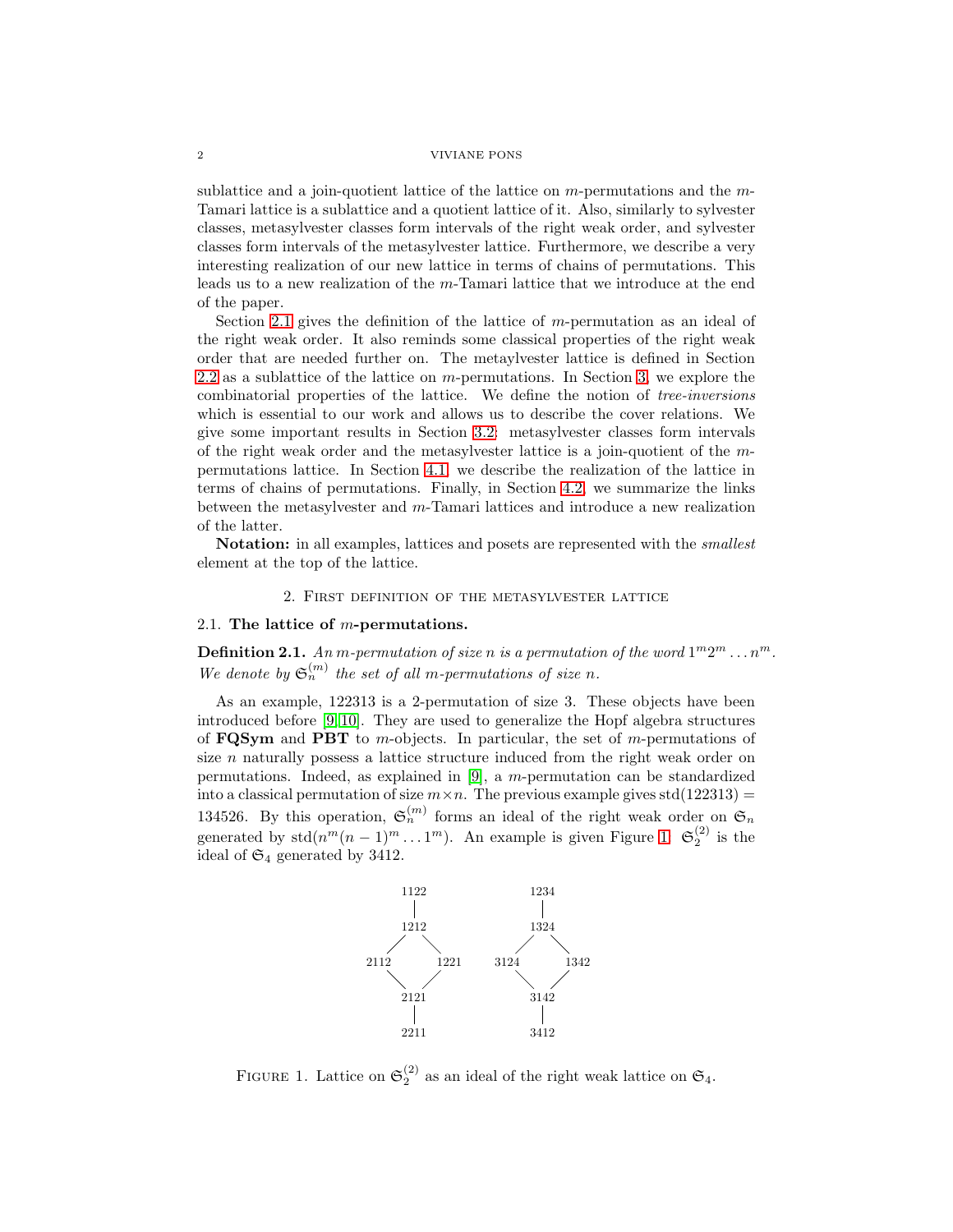sublattice and a join-quotient lattice of the lattice on $m$-permutations and the $m$-Tamari lattice is a sublattice and a quotient lattice of it. Also, similarly to sylvester classes, metasylvester classes form intervals of the right weak order, and sylvester classes form intervals of the metasylvester lattice. Furthermore, we describe a very interesting realization of our new lattice in terms of chains of permutations. This leads us to a new realization of the $m$-Tamari lattice that we introduce at the end of the paper.

Section 2.1 gives the definition of the lattice of $m$-permutation as an ideal of the right weak order. It also reminds some classical properties of the right weak order that are needed further on. The metaylvester lattice is defined in Section 2.2 as a sublattice of the lattice on $m$-permutations. In Section 3, we explore the combinatorial properties of the lattice. We define the notion of *tree-inversions* which is essential to our work and allows us to describe the cover relations. We give some important results in Section 3.2: metasylvester classes form intervals of the right weak order and the metasylvester lattice is a join-quotient of the $m$-permutations lattice. In Section 4.1, we describe the realization of the lattice in terms of chains of permutations. Finally, in Section 4.2, we summarize the links between the metasylvester and $m$-Tamari lattices and introduce a new realization of the latter.

**Notation:** in all examples, lattices and posets are represented with the *smallest* element at the top of the lattice.

## 2. First definition of the metasylvester lattice

### 2.1. The lattice of $m$-permutations.

**Definition 2.1.** *An $m$-permutation of size $n$ is a permutation of the word $1^m 2^m \dots n^m$. We denote by $\mathfrak{S}_n^{(m)}$ the set of all $m$-permutations of size $n$.*

As an example, 122313 is a 2-permutation of size 3. These objects have been introduced before [9, 10]. They are used to generalize the Hopf algebra structures of **FQSym** and **PBT** to $m$-objects. In particular, the set of $m$-permutations of size $n$ naturally possess a lattice structure induced from the right weak order on permutations. Indeed, as explained in [9], a $m$-permutation can be standardized into a classical permutation of size $m \times n$. The previous example gives $\mathrm{std}(122313) = 134526$. By this operation, $\mathfrak{S}_n^{(m)}$ forms an ideal of the right weak order on $\mathfrak{S}_n$ generated by $\mathrm{std}(n^m(n-1)^m \dots 1^m)$. An example is given Figure 1: $\mathfrak{S}_2^{(2)}$ is the ideal of $\mathfrak{S}_4$ generated by 3412.

```
        1122                 1234
          |                    |
        1212                 1324
       /    \               /    \
    2112    1221         3124    1342
       \    /               \    /
        2121                 3142
          |                    |
        2211                 3412
```

Figure 1. Lattice on $\mathfrak{S}_2^{(2)}$ as an ideal of the right weak lattice on $\mathfrak{S}_4$.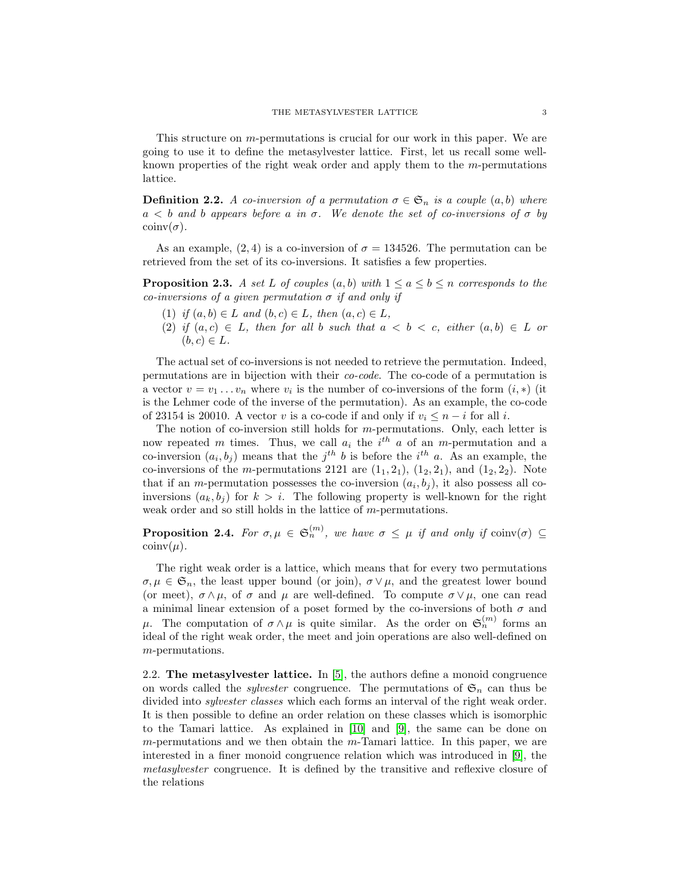This structure on $m$-permutations is crucial for our work in this paper. We are going to use it to define the metasylvester lattice. First, let us recall some well-known properties of the right weak order and apply them to the $m$-permutations lattice.

**Definition 2.2.** *A co-inversion of a permutation $\sigma \in \mathfrak{S}_n$ is a couple $(a, b)$ where $a < b$ and $b$ appears before $a$ in $\sigma$. We denote the set of co-inversions of $\sigma$ by $\operatorname{coinv}(\sigma)$.*

As an example, $(2, 4)$ is a co-inversion of $\sigma = 134526$. The permutation can be retrieved from the set of its co-inversions. It satisfies a few properties.

**Proposition 2.3.** *A set $L$ of couples $(a, b)$ with $1 \leq a \leq b \leq n$ corresponds to the co-inversions of a given permutation $\sigma$ if and only if*

1. *if $(a, b) \in L$ and $(b, c) \in L$, then $(a, c) \in L$,*
2. *if $(a, c) \in L$, then for all $b$ such that $a < b < c$, either $(a, b) \in L$ or $(b, c) \in L$.*

The actual set of co-inversions is not needed to retrieve the permutation. Indeed, permutations are in bijection with their *co-code*. The co-code of a permutation is a vector $v = v_1 \dots v_n$ where $v_i$ is the number of co-inversions of the form $(i, *)$ (it is the Lehmer code of the inverse of the permutation). As an example, the co-code of 23154 is 20010. A vector $v$ is a co-code if and only if $v_i \leq n - i$ for all $i$.

The notion of co-inversion still holds for $m$-permutations. Only, each letter is now repeated $m$ times. Thus, we call $a_i$ the $i^{th}$ $a$ of an $m$-permutation and a co-inversion $(a_i, b_j)$ means that the $j^{th}$ $b$ is before the $i^{th}$ $a$. As an example, the co-inversions of the $m$-permutations 2121 are $(1_1, 2_1)$, $(1_2, 2_1)$, and $(1_2, 2_2)$. Note that if an $m$-permutation possesses the co-inversion $(a_i, b_j)$, it also possess all co-inversions $(a_k, b_j)$ for $k > i$. The following property is well-known for the right weak order and so still holds in the lattice of $m$-permutations.

**Proposition 2.4.** *For $\sigma, \mu \in \mathfrak{S}_n^{(m)}$, we have $\sigma \leq \mu$ if and only if $\operatorname{coinv}(\sigma) \subseteq \operatorname{coinv}(\mu)$.*

The right weak order is a lattice, which means that for every two permutations $\sigma, \mu \in \mathfrak{S}_n$, the least upper bound (or join), $\sigma \vee \mu$, and the greatest lower bound (or meet), $\sigma \wedge \mu$, of $\sigma$ and $\mu$ are well-defined. To compute $\sigma \vee \mu$, one can read a minimal linear extension of a poset formed by the co-inversions of both $\sigma$ and $\mu$. The computation of $\sigma \wedge \mu$ is quite similar. As the order on $\mathfrak{S}_n^{(m)}$ forms an ideal of the right weak order, the meet and join operations are also well-defined on $m$-permutations.

2.2. **The metasylvester lattice.** In [5], the authors define a monoid congruence on words called the *sylvester* congruence. The permutations of $\mathfrak{S}_n$ can thus be divided into *sylvester classes* which each forms an interval of the right weak order. It is then possible to define an order relation on these classes which is isomorphic to the Tamari lattice. As explained in [10] and [9], the same can be done on $m$-permutations and we then obtain the $m$-Tamari lattice. In this paper, we are interested in a finer monoid congruence relation which was introduced in [9], the *metasylvester* congruence. It is defined by the transitive and reflexive closure of the relations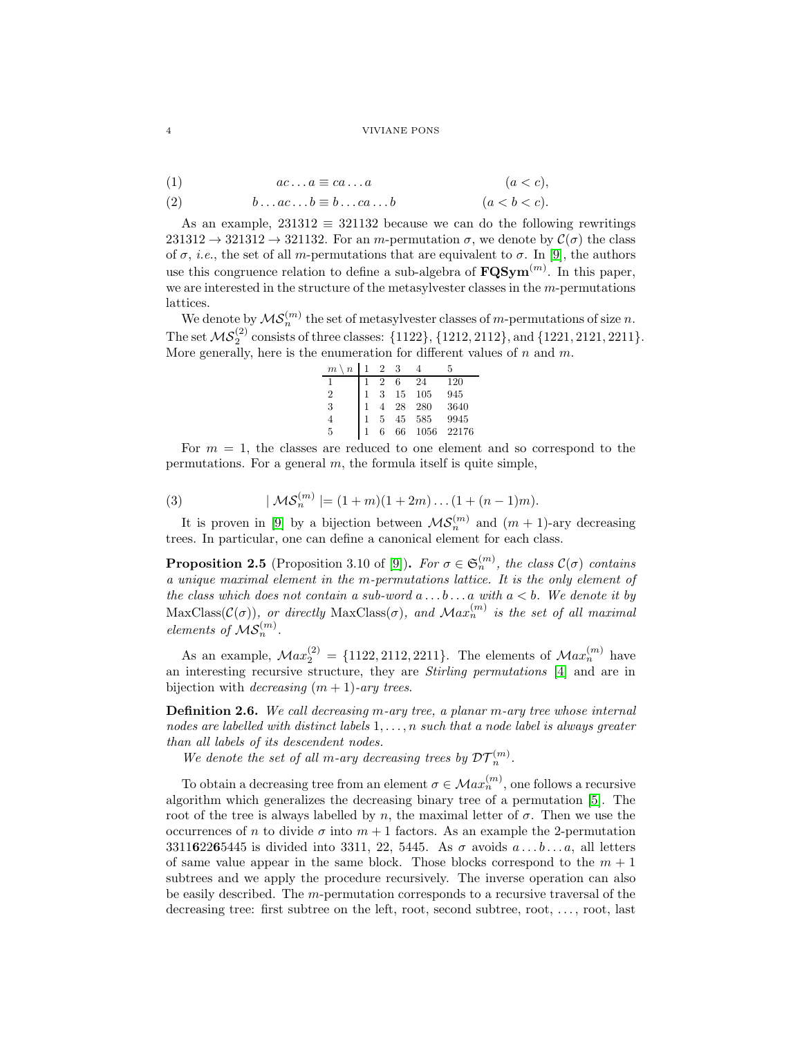$$ac\dots a \equiv ca \dots a \qquad (a < c), \tag{1}$$

$$b \dots ac \dots b \equiv b \dots ca \dots b \qquad (a < b < c). \tag{2}$$

As an example, $231312 \equiv 321132$ because we can do the following rewritings $231312 \to 321312 \to 321132$. For an $m$-permutation $\sigma$, we denote by $\mathcal{C}(\sigma)$ the class of $\sigma$, *i.e.*, the set of all $m$-permutations that are equivalent to $\sigma$. In [9], the authors use this congruence relation to define a sub-algebra of $\mathbf{FQSym}^{(m)}$. In this paper, we are interested in the structure of the metasylvester classes in the $m$-permutations lattices.

We denote by $\mathcal{MS}_n^{(m)}$ the set of metasylvester classes of $m$-permutations of size $n$. The set $\mathcal{MS}_2^{(2)}$ consists of three classes: $\{1122\}$, $\{1212, 2112\}$, and $\{1221, 2121, 2211\}$. More generally, here is the enumeration for different values of $n$ and $m$.

| $m \setminus n$ | 1 | 2 | 3 | 4 | 5 |
|---|---|---|---|---|---|
| 1 | 1 | 2 | 6 | 24 | 120 |
| 2 | 1 | 3 | 15 | 105 | 945 |
| 3 | 1 | 4 | 28 | 280 | 3640 |
| 4 | 1 | 5 | 45 | 585 | 9945 |
| 5 | 1 | 6 | 66 | 1056 | 22176 |

For $m = 1$, the classes are reduced to one element and so correspond to the permutations. For a general $m$, the formula itself is quite simple,

$$|\ \mathcal{MS}_n^{(m)}\ | = (1+m)(1+2m)\dots(1+(n-1)m). \tag{3}$$

It is proven in [9] by a bijection between $\mathcal{MS}_n^{(m)}$ and $(m+1)$-ary decreasing trees. In particular, one can define a canonical element for each class.

**Proposition 2.5** (Proposition 3.10 of [9])**.** *For $\sigma \in \mathfrak{S}_n^{(m)}$, the class $\mathcal{C}(\sigma)$ contains a unique maximal element in the $m$-permutations lattice. It is the only element of the class which does not contain a sub-word $a \dots b \dots a$ with $a < b$. We denote it by* $\operatorname{MaxClass}(\mathcal{C}(\sigma))$*, or directly* $\operatorname{MaxClass}(\sigma)$*, and $\mathcal{M}ax_n^{(m)}$ is the set of all maximal elements of $\mathcal{MS}_n^{(m)}$.*

As an example, $\mathcal{M}ax_2^{(2)} = \{1122, 2112, 2211\}$. The elements of $\mathcal{M}ax_n^{(m)}$ have an interesting recursive structure, they are *Stirling permutations* [4] and are in bijection with *decreasing* $(m+1)$*-ary trees*.

**Definition 2.6.** *We call decreasing $m$-ary tree, a planar $m$-ary tree whose internal nodes are labelled with distinct labels $1, \dots, n$ such that a node label is always greater than all labels of its descendent nodes.*

*We denote the set of all $m$-ary decreasing trees by $\mathcal{DT}_n^{(m)}$.*

To obtain a decreasing tree from an element $\sigma \in \mathcal{M}ax_n^{(m)}$, one follows a recursive algorithm which generalizes the decreasing binary tree of a permutation [5]. The root of the tree is always labelled by $n$, the maximal letter of $\sigma$. Then we use the occurrences of $n$ to divide $\sigma$ into $m+1$ factors. As an example the 2-permutation 3311**6**22**6**5445 is divided into 3311, 22, 5445. As $\sigma$ avoids $a \dots b \dots a$, all letters of same value appear in the same block. Those blocks correspond to the $m+1$ subtrees and we apply the procedure recursively. The inverse operation can also be easily described. The $m$-permutation corresponds to a recursive traversal of the decreasing tree: first subtree on the left, root, second subtree, root, ..., root, last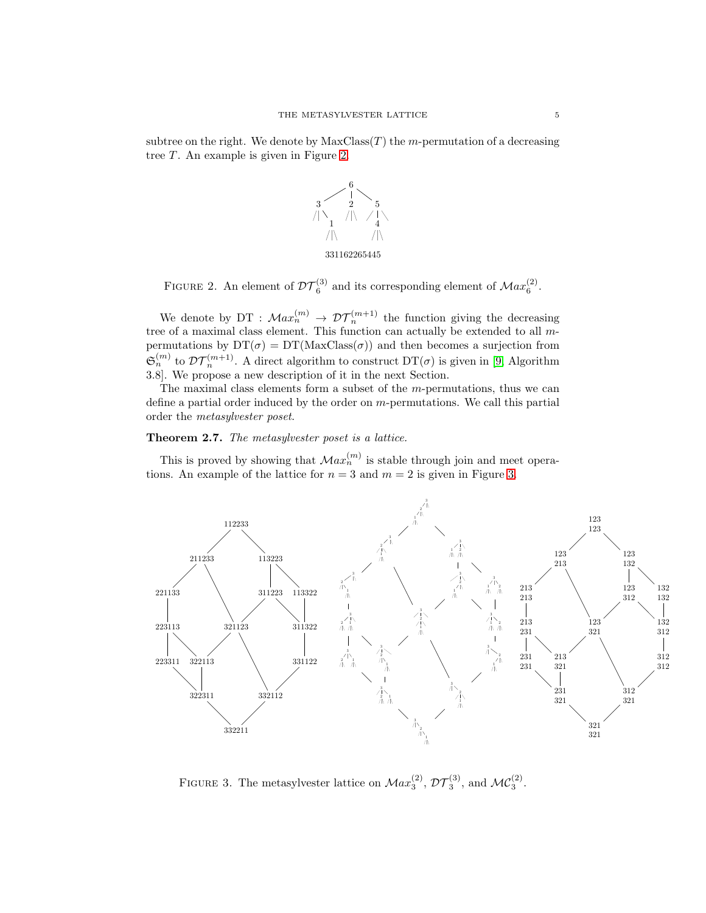subtree on the right. We denote by $\mathrm{MaxClass}(T)$ the $m$-permutation of a decreasing tree $T$. An example is given in Figure 2.

331162265445

FIGURE 2. An element of $\mathcal{DT}_6^{(3)}$ and its corresponding element of $\mathcal{M}ax_6^{(2)}$.

We denote by $\mathrm{DT} : \mathcal{M}ax_n^{(m)} \to \mathcal{DT}_n^{(m+1)}$ the function giving the decreasing tree of a maximal class element. This function can actually be extended to all $m$-permutations by $\mathrm{DT}(\sigma) = \mathrm{DT}(\mathrm{MaxClass}(\sigma))$ and then becomes a surjection from $\mathfrak{S}_n^{(m)}$ to $\mathcal{DT}_n^{(m+1)}$. A direct algorithm to construct $\mathrm{DT}(\sigma)$ is given in [9, Algorithm 3.8]. We propose a new description of it in the next Section.

The maximal class elements form a subset of the $m$-permutations, thus we can define a partial order induced by the order on $m$-permutations. We call this partial order the *metasylvester poset*.

**Theorem 2.7.** *The metasylvester poset is a lattice.*

This is proved by showing that $\mathcal{M}ax_n^{(m)}$ is stable through join and meet operations. An example of the lattice for $n = 3$ and $m = 2$ is given in Figure 3.

FIGURE 3. The metasylvester lattice on $\mathcal{M}ax_3^{(2)}$, $\mathcal{DT}_3^{(3)}$, and $\mathcal{MC}_3^{(2)}$.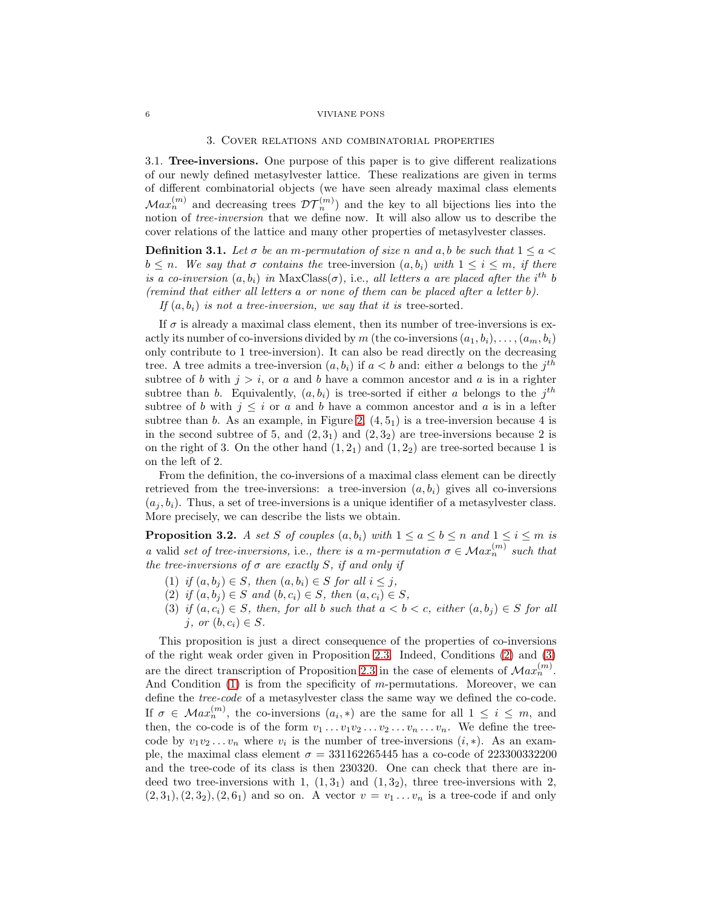## 3. Cover relations and combinatorial properties

3.1. **Tree-inversions.** One purpose of this paper is to give different realizations of our newly defined metasylvester lattice. These realizations are given in terms of different combinatorial objects (we have seen already maximal class elements $\mathcal{M}ax_n^{(m)}$ and decreasing trees $\mathcal{DT}_n^{(m)}$) and the key to all bijections lies into the notion of *tree-inversion* that we define now. It will also allow us to describe the cover relations of the lattice and many other properties of metasylvester classes.

**Definition 3.1.** *Let $\sigma$ be an $m$-permutation of size $n$ and $a, b$ be such that $1 \leq a < b \leq n$. We say that $\sigma$ contains the* tree-inversion $(a, b_i)$ *with $1 \leq i \leq m$, if there is a co-inversion $(a, b_i)$ in* $\mathrm{MaxClass}(\sigma)$, i.e.*, all letters $a$ are placed after the $i^{th}$ $b$ (remind that either all letters $a$ or none of them can be placed after a letter $b$).*

*If $(a, b_i)$ is not a tree-inversion, we say that it is* tree-sorted.

If $\sigma$ is already a maximal class element, then its number of tree-inversions is exactly its number of co-inversions divided by $m$ (the co-inversions $(a_1, b_i), \dots, (a_m, b_i)$ only contribute to 1 tree-inversion). It can also be read directly on the decreasing tree. A tree admits a tree-inversion $(a, b_i)$ if $a < b$ and: either $a$ belongs to the $j^{th}$ subtree of $b$ with $j > i$, or $a$ and $b$ have a common ancestor and $a$ is in a righter subtree than $b$. Equivalently, $(a, b_i)$ is tree-sorted if either $a$ belongs to the $j^{th}$ subtree of $b$ with $j \leq i$ or $a$ and $b$ have a common ancestor and $a$ is in a lefter subtree than $b$. As an example, in Figure 2, $(4, 5_1)$ is a tree-inversion because 4 is in the second subtree of 5, and $(2, 3_1)$ and $(2, 3_2)$ are tree-inversions because 2 is on the right of 3. On the other hand $(1, 2_1)$ and $(1, 2_2)$ are tree-sorted because 1 is on the left of 2.

From the definition, the co-inversions of a maximal class element can be directly retrieved from the tree-inversions: a tree-inversion $(a, b_i)$ gives all co-inversions $(a_j, b_i)$. Thus, a set of tree-inversions is a unique identifier of a metasylvester class. More precisely, we can describe the lists we obtain.

**Proposition 3.2.** *A set $S$ of couples $(a, b_i)$ with $1 \leq a \leq b \leq n$ and $1 \leq i \leq m$ is a* valid *set of tree-inversions,* i.e.*, there is a $m$-permutation $\sigma \in \mathcal{M}ax_n^{(m)}$ such that the tree-inversions of $\sigma$ are exactly $S$, if and only if*

1. *if $(a, b_j) \in S$, then $(a, b_i) \in S$ for all $i \leq j$,*
2. *if $(a, b_j) \in S$ and $(b, c_i) \in S$, then $(a, c_i) \in S$,*
3. *if $(a, c_i) \in S$, then, for all $b$ such that $a < b < c$, either $(a, b_j) \in S$ for all $j$, or $(b, c_i) \in S$.*

This proposition is just a direct consequence of the properties of co-inversions of the right weak order given in Proposition 2.3. Indeed, Conditions (2) and (3) are the direct transcription of Proposition 2.3 in the case of elements of $\mathcal{M}ax_n^{(m)}$. And Condition (1) is from the specificity of $m$-permutations. Moreover, we can define the *tree-code* of a metasylvester class the same way we defined the co-code. If $\sigma \in \mathcal{M}ax_n^{(m)}$, the co-inversions $(a_i, *)$ are the same for all $1 \leq i \leq m$, and then, the co-code is of the form $v_1 \dots v_1 v_2 \dots v_2 \dots v_n \dots v_n$. We define the tree-code by $v_1 v_2 \dots v_n$ where $v_i$ is the number of tree-inversions $(i, *)$. As an example, the maximal class element $\sigma = 331162265445$ has a co-code of 223300332200 and the tree-code of its class is then 230320. One can check that there are indeed two tree-inversions with 1, $(1, 3_1)$ and $(1, 3_2)$, three tree-inversions with 2, $(2, 3_1), (2, 3_2), (2, 6_1)$ and so on. A vector $v = v_1 \dots v_n$ is a tree-code if and only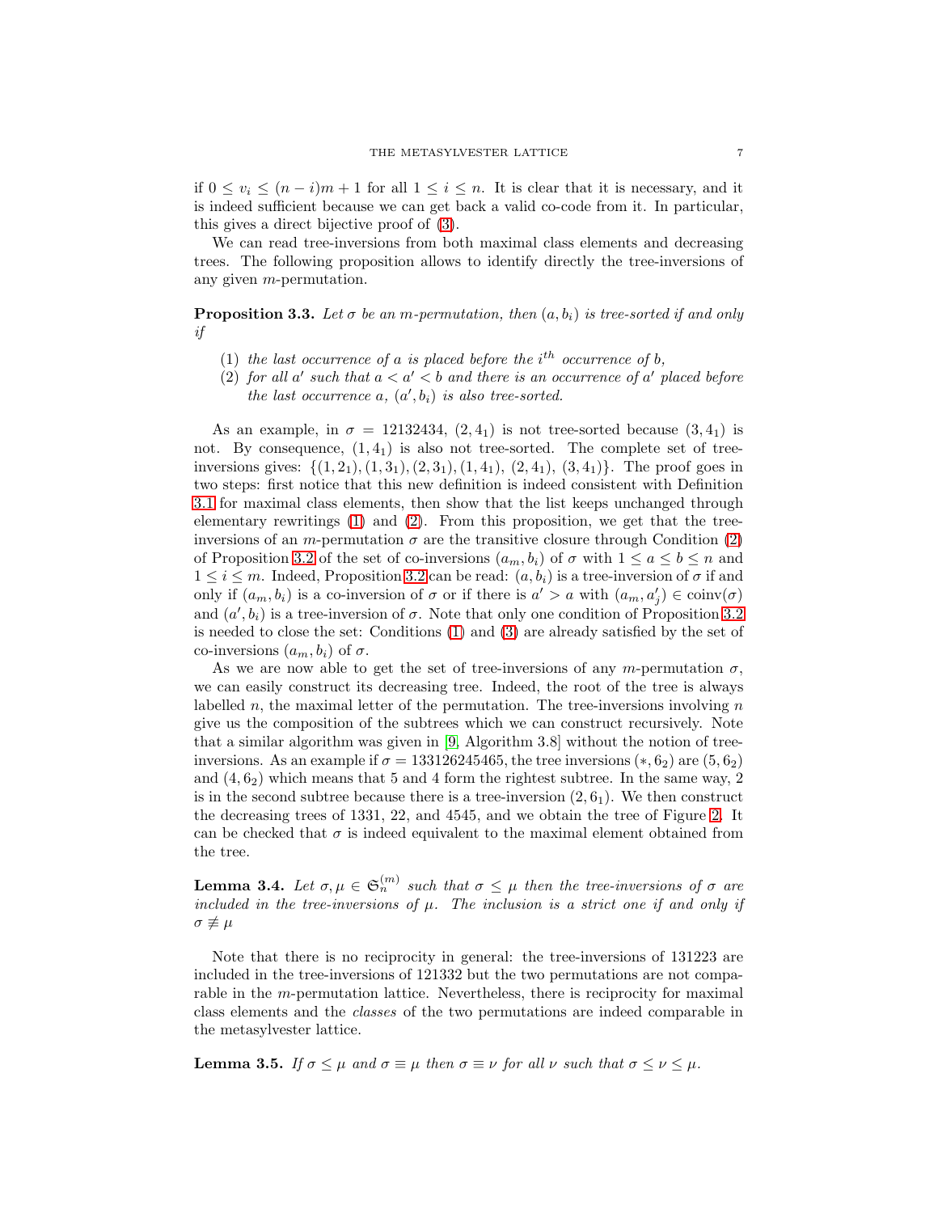if $0 \leq v_i \leq (n-i)m+1$ for all $1 \leq i \leq n$. It is clear that it is necessary, and it is indeed sufficient because we can get back a valid co-code from it. In particular, this gives a direct bijective proof of (3).

We can read tree-inversions from both maximal class elements and decreasing trees. The following proposition allows to identify directly the tree-inversions of any given $m$-permutation.

**Proposition 3.3.** *Let $\sigma$ be an $m$-permutation, then $(a, b_i)$ is tree-sorted if and only if*

1. *the last occurrence of $a$ is placed before the $i^{th}$ occurrence of $b$,*
2. *for all $a'$ such that $a < a' < b$ and there is an occurrence of $a'$ placed before the last occurrence $a$, $(a', b_i)$ is also tree-sorted.*

As an example, in $\sigma = 12132434$, $(2, 4_1)$ is not tree-sorted because $(3, 4_1)$ is not. By consequence, $(1, 4_1)$ is also not tree-sorted. The complete set of tree-inversions gives: $\{(1, 2_1), (1, 3_1), (2, 3_1), (1, 4_1), (2, 4_1), (3, 4_1)\}$. The proof goes in two steps: first notice that this new definition is indeed consistent with Definition 3.1 for maximal class elements, then show that the list keeps unchanged through elementary rewritings (1) and (2). From this proposition, we get that the tree-inversions of an $m$-permutation $\sigma$ are the transitive closure through Condition (2) of Proposition 3.2 of the set of co-inversions $(a_m, b_i)$ of $\sigma$ with $1 \leq a \leq b \leq n$ and $1 \leq i \leq m$. Indeed, Proposition 3.2 can be read: $(a, b_i)$ is a tree-inversion of $\sigma$ if and only if $(a_m, b_i)$ is a co-inversion of $\sigma$ or if there is $a' > a$ with $(a_m, a'_j) \in \operatorname{coinv}(\sigma)$ and $(a', b_i)$ is a tree-inversion of $\sigma$. Note that only one condition of Proposition 3.2 is needed to close the set: Conditions (1) and (3) are already satisfied by the set of co-inversions $(a_m, b_i)$ of $\sigma$.

As we are now able to get the set of tree-inversions of any $m$-permutation $\sigma$, we can easily construct its decreasing tree. Indeed, the root of the tree is always labelled $n$, the maximal letter of the permutation. The tree-inversions involving $n$ give us the composition of the subtrees which we can construct recursively. Note that a similar algorithm was given in [9, Algorithm 3.8] without the notion of tree-inversions. As an example if $\sigma = 133126245465$, the tree inversions $(*, 6_2)$ are $(5, 6_2)$ and $(4, 6_2)$ which means that 5 and 4 form the rightest subtree. In the same way, 2 is in the second subtree because there is a tree-inversion $(2, 6_1)$. We then construct the decreasing trees of 1331, 22, and 4545, and we obtain the tree of Figure 2. It can be checked that $\sigma$ is indeed equivalent to the maximal element obtained from the tree.

**Lemma 3.4.** *Let $\sigma, \mu \in \mathfrak{S}_n^{(m)}$ such that $\sigma \leq \mu$ then the tree-inversions of $\sigma$ are included in the tree-inversions of $\mu$. The inclusion is a strict one if and only if $\sigma \not\equiv \mu$*

Note that there is no reciprocity in general: the tree-inversions of 131223 are included in the tree-inversions of 121332 but the two permutations are not comparable in the $m$-permutation lattice. Nevertheless, there is reciprocity for maximal class elements and the *classes* of the two permutations are indeed comparable in the metasylvester lattice.

**Lemma 3.5.** *If $\sigma \leq \mu$ and $\sigma \equiv \mu$ then $\sigma \equiv \nu$ for all $\nu$ such that $\sigma \leq \nu \leq \mu$.*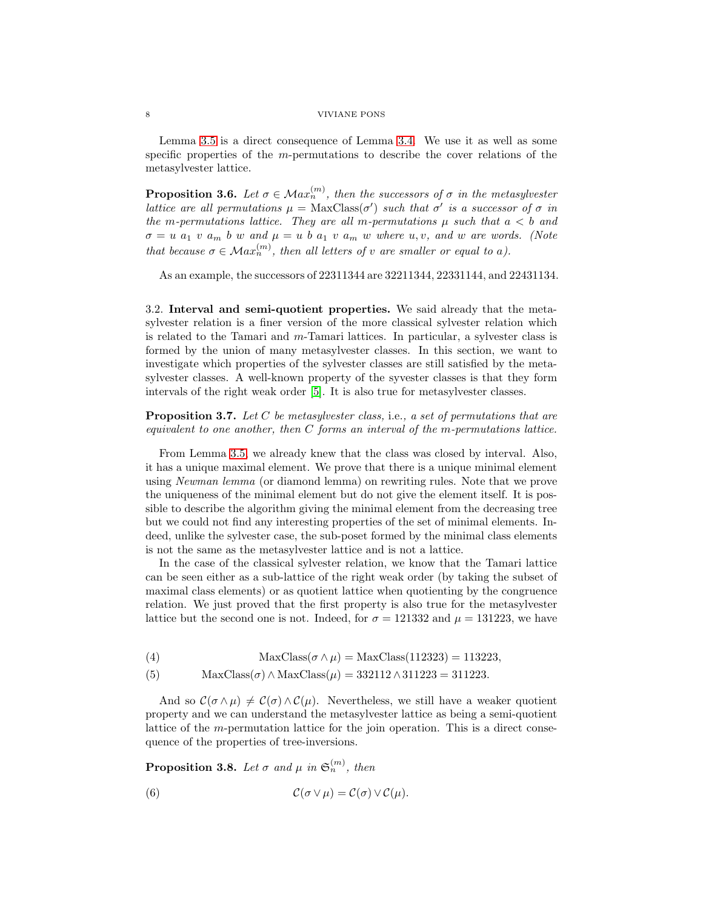Lemma 3.5 is a direct consequence of Lemma 3.4. We use it as well as some specific properties of the $m$-permutations to describe the cover relations of the metasylvester lattice.

**Proposition 3.6.** *Let $\sigma \in \mathcal{M}ax_n^{(m)}$, then the successors of $\sigma$ in the metasylvester lattice are all permutations $\mu = \mathrm{MaxClass}(\sigma')$ such that $\sigma'$ is a successor of $\sigma$ in the $m$-permutations lattice. They are all $m$-permutations $\mu$ such that $a < b$ and $\sigma = u\ a_1\ v\ a_m\ b\ w$ and $\mu = u\ b\ a_1\ v\ a_m\ w$ where $u, v,$ and $w$ are words. (Note that because $\sigma \in \mathcal{M}ax_n^{(m)}$, then all letters of $v$ are smaller or equal to $a$).*

As an example, the successors of 22311344 are 32211344, 22331144, and 22431134.

### 3.2. Interval and semi-quotient properties.

We said already that the metasylvester relation is a finer version of the more classical sylvester relation which is related to the Tamari and $m$-Tamari lattices. In particular, a sylvester class is formed by the union of many metasylvester classes. In this section, we want to investigate which properties of the sylvester classes are still satisfied by the metasylvester classes. A well-known property of the syvester classes is that they form intervals of the right weak order [5]. It is also true for metasylvester classes.

**Proposition 3.7.** *Let $C$ be metasylvester class,* i.e.*, a set of permutations that are equivalent to one another, then $C$ forms an interval of the $m$-permutations lattice.*

From Lemma 3.5, we already knew that the class was closed by interval. Also, it has a unique maximal element. We prove that there is a unique minimal element using *Newman lemma* (or diamond lemma) on rewriting rules. Note that we prove the uniqueness of the minimal element but do not give the element itself. It is possible to describe the algorithm giving the minimal element from the decreasing tree but we could not find any interesting properties of the set of minimal elements. Indeed, unlike the sylvester case, the sub-poset formed by the minimal class elements is not the same as the metasylvester lattice and is not a lattice.

In the case of the classical sylvester relation, we know that the Tamari lattice can be seen either as a sub-lattice of the right weak order (by taking the subset of maximal class elements) or as quotient lattice when quotienting by the congruence relation. We just proved that the first property is also true for the metasylvester lattice but the second one is not. Indeed, for $\sigma = 121332$ and $\mu = 131223$, we have

$$\mathrm{MaxClass}(\sigma \wedge \mu) = \mathrm{MaxClass}(112323) = 113223, \tag{4}$$

$$\mathrm{MaxClass}(\sigma) \wedge \mathrm{MaxClass}(\mu) = 332112 \wedge 311223 = 311223. \tag{5}$$

And so $\mathcal{C}(\sigma \wedge \mu) \neq \mathcal{C}(\sigma) \wedge \mathcal{C}(\mu)$. Nevertheless, we still have a weaker quotient property and we can understand the metasylvester lattice as being a semi-quotient lattice of the $m$-permutation lattice for the join operation. This is a direct consequence of the properties of tree-inversions.

**Proposition 3.8.** *Let $\sigma$ and $\mu$ in $\mathfrak{S}_n^{(m)}$, then*

$$\mathcal{C}(\sigma \vee \mu) = \mathcal{C}(\sigma) \vee \mathcal{C}(\mu). \tag{6}$$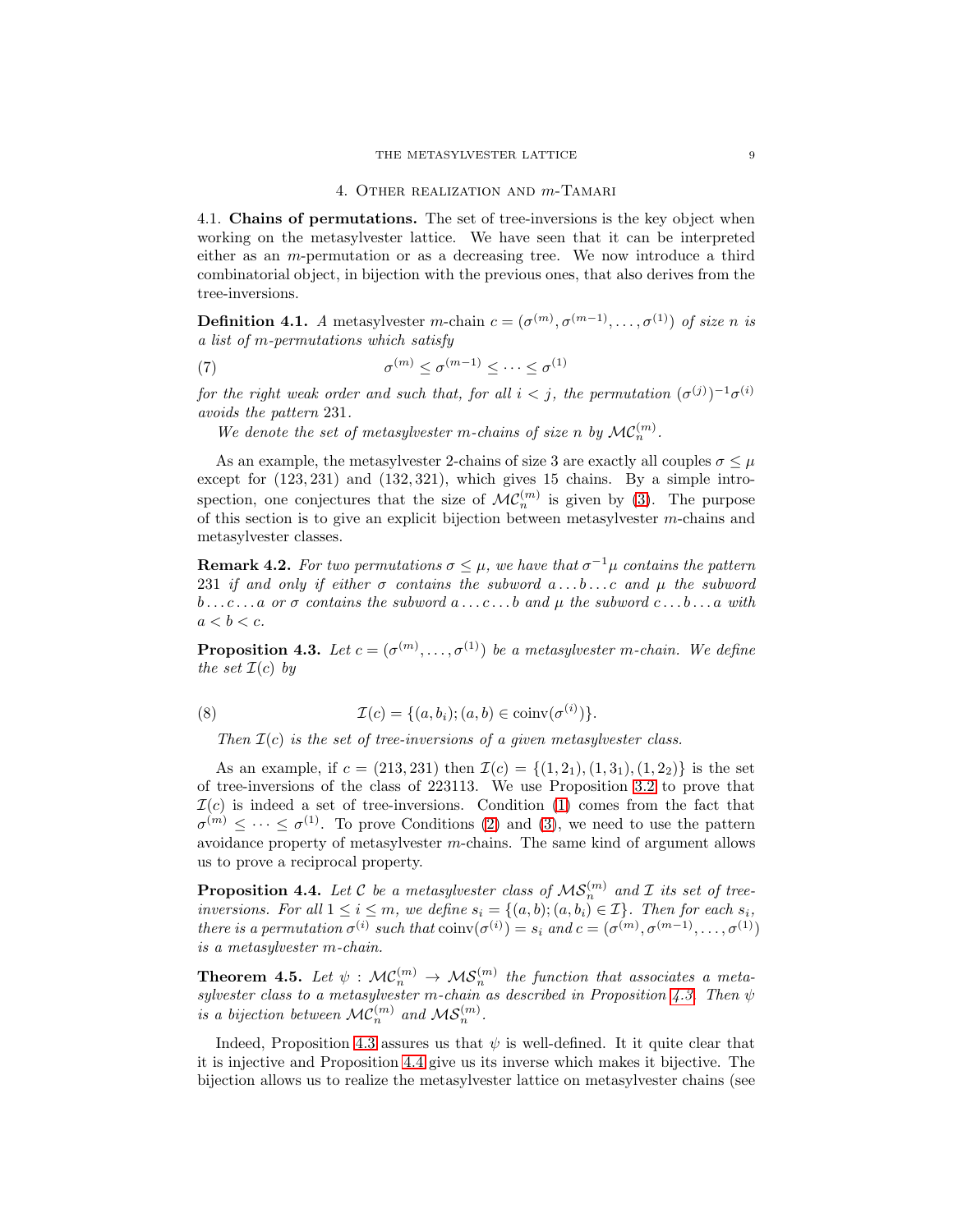## 4. Other realization and $m$-Tamari

### 4.1. Chains of permutations.

**4.1. Chains of permutations.** The set of tree-inversions is the key object when working on the metasylvester lattice. We have seen that it can be interpreted either as an $m$-permutation or as a decreasing tree. We now introduce a third combinatorial object, in bijection with the previous ones, that also derives from the tree-inversions.

**Definition 4.1.** *A* metasylvester $m$-chain $c = (\sigma^{(m)}, \sigma^{(m-1)}, \dots, \sigma^{(1)})$ *of size* $n$ *is a list of* $m$*-permutations which satisfy*

$$\sigma^{(m)} \leq \sigma^{(m-1)} \leq \dots \leq \sigma^{(1)} \tag{7}$$

*for the right weak order and such that, for all* $i < j$*, the permutation* $(\sigma^{(j)})^{-1}\sigma^{(i)}$ *avoids the pattern* 231.

*We denote the set of metasylvester* $m$*-chains of size* $n$ *by* $\mathcal{MC}_n^{(m)}$.

As an example, the metasylvester 2-chains of size 3 are exactly all couples $\sigma \leq \mu$ except for $(123, 231)$ and $(132, 321)$, which gives 15 chains. By a simple introspection, one conjectures that the size of $\mathcal{MC}_n^{(m)}$ is given by (3). The purpose of this section is to give an explicit bijection between metasylvester $m$-chains and metasylvester classes.

**Remark 4.2.** *For two permutations* $\sigma \leq \mu$*, we have that* $\sigma^{-1}\mu$ *contains the pattern* 231 *if and only if either* $\sigma$ *contains the subword* $a \dots b \dots c$ *and* $\mu$ *the subword* $b \dots c \dots a$ *or* $\sigma$ *contains the subword* $a \dots c \dots b$ *and* $\mu$ *the subword* $c \dots b \dots a$ *with* $a < b < c$.

**Proposition 4.3.** *Let* $c = (\sigma^{(m)}, \dots, \sigma^{(1)})$ *be a metasylvester* $m$*-chain. We define the set* $\mathcal{I}(c)$ *by*

$$\mathcal{I}(c) = \{(a, b_i); (a, b) \in \operatorname{coinv}(\sigma^{(i)})\}. \tag{8}$$

*Then* $\mathcal{I}(c)$ *is the set of tree-inversions of a given metasylvester class.*

As an example, if $c = (213, 231)$ then $\mathcal{I}(c) = \{(1, 2_1), (1, 3_1), (1, 2_2)\}$ is the set of tree-inversions of the class of 223113. We use Proposition 3.2 to prove that $\mathcal{I}(c)$ is indeed a set of tree-inversions. Condition (1) comes from the fact that $\sigma^{(m)} \leq \dots \leq \sigma^{(1)}$. To prove Conditions (2) and (3), we need to use the pattern avoidance property of metasylvester $m$-chains. The same kind of argument allows us to prove a reciprocal property.

**Proposition 4.4.** *Let* $\mathcal{C}$ *be a metasylvester class of* $\mathcal{MS}_n^{(m)}$ *and* $\mathcal{I}$ *its set of tree-inversions. For all* $1 \leq i \leq m$*, we define* $s_i = \{(a, b); (a, b_i) \in \mathcal{I}\}$*. Then for each* $s_i$*, there is a permutation* $\sigma^{(i)}$ *such that* $\operatorname{coinv}(\sigma^{(i)}) = s_i$ *and* $c = (\sigma^{(m)}, \sigma^{(m-1)}, \dots, \sigma^{(1)})$ *is a metasylvester* $m$*-chain.*

**Theorem 4.5.** *Let* $\psi : \mathcal{MC}_n^{(m)} \to \mathcal{MS}_n^{(m)}$ *the function that associates a metasylvester class to a metasylvester* $m$*-chain as described in Proposition 4.3. Then* $\psi$ *is a bijection between* $\mathcal{MC}_n^{(m)}$ *and* $\mathcal{MS}_n^{(m)}$.

Indeed, Proposition 4.3 assures us that $\psi$ is well-defined. It it quite clear that it is injective and Proposition 4.4 give us its inverse which makes it bijective. The bijection allows us to realize the metasylvester lattice on metasylvester chains (see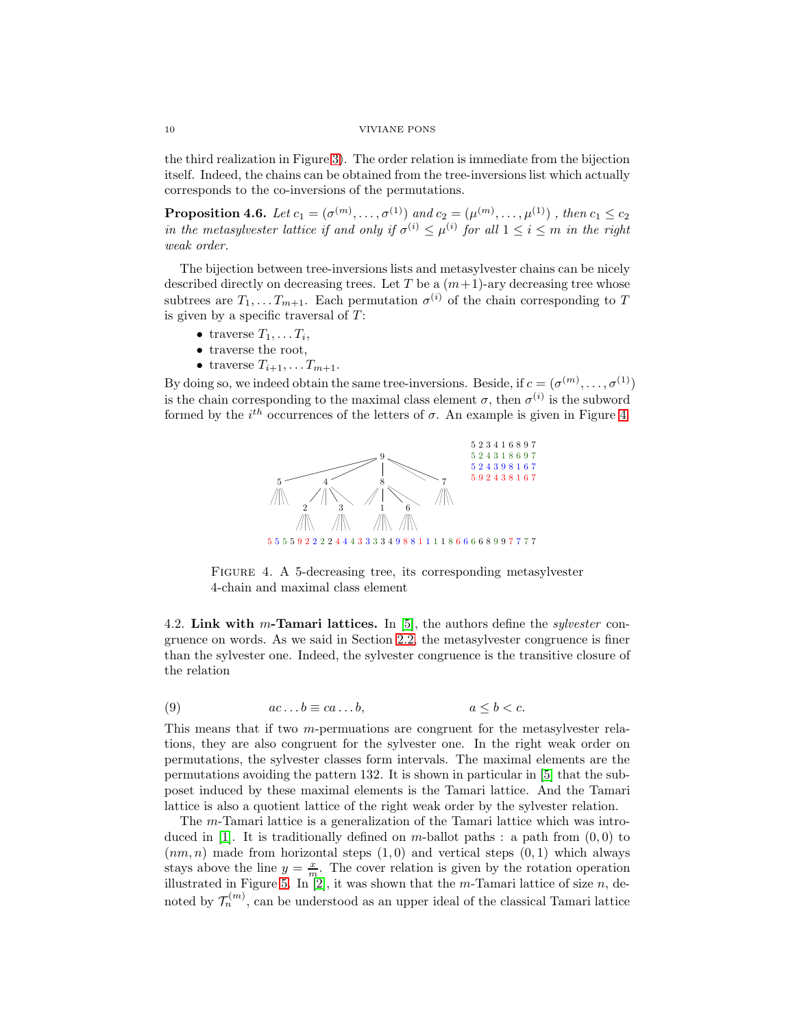the third realization in Figure 3). The order relation is immediate from the bijection itself. Indeed, the chains can be obtained from the tree-inversions list which actually corresponds to the co-inversions of the permutations.

**Proposition 4.6.** *Let $c_1 = (\sigma^{(m)}, \dots, \sigma^{(1)})$ and $c_2 = (\mu^{(m)}, \dots, \mu^{(1)})$ , then $c_1 \leq c_2$ in the metasylvester lattice if and only if $\sigma^{(i)} \leq \mu^{(i)}$ for all $1 \leq i \leq m$ in the right weak order.*

The bijection between tree-inversions lists and metasylvester chains can be nicely described directly on decreasing trees. Let $T$ be a $(m+1)$-ary decreasing tree whose subtrees are $T_1, \dots T_{m+1}$. Each permutation $\sigma^{(i)}$ of the chain corresponding to $T$ is given by a specific traversal of $T$:

- traverse $T_1, \dots T_i$,
- traverse the root,
- traverse $T_{i+1}, \dots T_{m+1}$.

By doing so, we indeed obtain the same tree-inversions. Beside, if $c = (\sigma^{(m)}, \dots, \sigma^{(1)})$ is the chain corresponding to the maximal class element $\sigma$, then $\sigma^{(i)}$ is the subword formed by the $i^{th}$ occurrences of the letters of $\sigma$. An example is given in Figure 4.

5 2 3 4 1 6 8 9 7
5 2 4 3 1 8 6 9 7
5 2 4 3 9 8 1 6 7
5 9 2 4 3 8 1 6 7

5 5 5 5 9 2 2 2 2 4 4 4 3 3 3 3 3 4 9 8 8 1 1 1 1 8 6 6 6 6 8 9 9 7 7 7 7

Figure 4. A 5-decreasing tree, its corresponding metasylvester 4-chain and maximal class element

### 4.2. Link with $m$-Tamari lattices.

In [5], the authors define the *sylvester* congruence on words. As we said in Section 2.2, the metasylvester congruence is finer than the sylvester one. Indeed, the sylvester congruence is the transitive closure of the relation

$$ac \dots b \equiv ca \dots b, \qquad a \leq b < c. \tag{9}$$

This means that if two $m$-permuations are congruent for the metasylvester relations, they are also congruent for the sylvester one. In the right weak order on permutations, the sylvester classes form intervals. The maximal elements are the permutations avoiding the pattern 132. It is shown in particular in [5] that the subposet induced by these maximal elements is the Tamari lattice. And the Tamari lattice is also a quotient lattice of the right weak order by the sylvester relation.

The $m$-Tamari lattice is a generalization of the Tamari lattice which was introduced in [1]. It is traditionally defined on $m$-ballot paths : a path from $(0,0)$ to $(nm, n)$ made from horizontal steps $(1,0)$ and vertical steps $(0,1)$ which always stays above the line $y = \frac{x}{m}$. The cover relation is given by the rotation operation illustrated in Figure 5. In [2], it was shown that the $m$-Tamari lattice of size $n$, denoted by $\mathcal{T}_n^{(m)}$, can be understood as an upper ideal of the classical Tamari lattice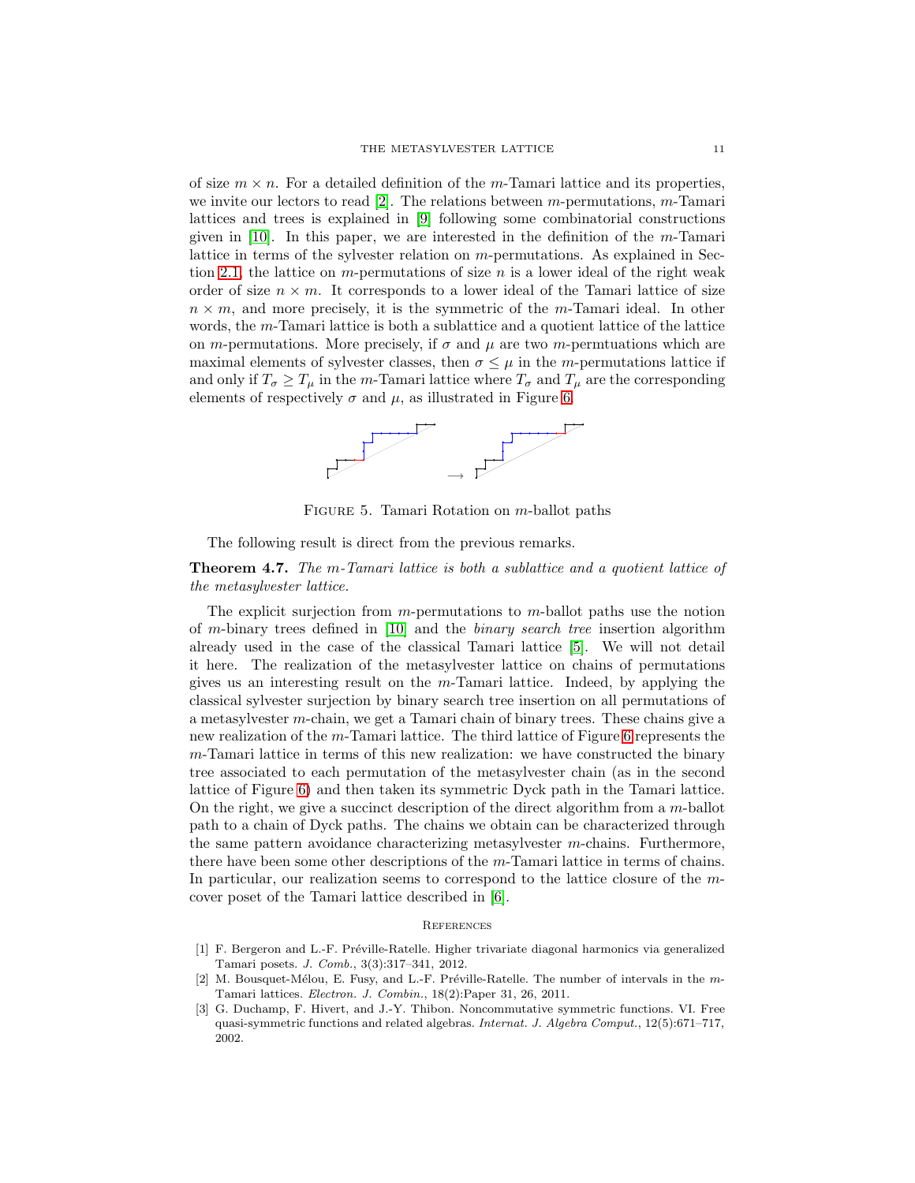of size $m \times n$. For a detailed definition of the $m$-Tamari lattice and its properties, we invite our lectors to read [2]. The relations between $m$-permutations, $m$-Tamari lattices and trees is explained in [9] following some combinatorial constructions given in [10]. In this paper, we are interested in the definition of the $m$-Tamari lattice in terms of the sylvester relation on $m$-permutations. As explained in Section 2.1, the lattice on $m$-permutations of size $n$ is a lower ideal of the right weak order of size $n \times m$. It corresponds to a lower ideal of the Tamari lattice of size $n \times m$, and more precisely, it is the symmetric of the $m$-Tamari ideal. In other words, the $m$-Tamari lattice is both a sublattice and a quotient lattice of the lattice on $m$-permutations. More precisely, if $\sigma$ and $\mu$ are two $m$-permtuations which are maximal elements of sylvester classes, then $\sigma \leq \mu$ in the $m$-permutations lattice if and only if $T_\sigma \geq T_\mu$ in the $m$-Tamari lattice where $T_\sigma$ and $T_\mu$ are the corresponding elements of respectively $\sigma$ and $\mu$, as illustrated in Figure 6.

FIGURE 5. Tamari Rotation on $m$-ballot paths

The following result is direct from the previous remarks.

**Theorem 4.7.** *The $m$-Tamari lattice is both a sublattice and a quotient lattice of the metasylvester lattice.*

The explicit surjection from $m$-permutations to $m$-ballot paths use the notion of $m$-binary trees defined in [10] and the *binary search tree* insertion algorithm already used in the case of the classical Tamari lattice [5]. We will not detail it here. The realization of the metasylvester lattice on chains of permutations gives us an interesting result on the $m$-Tamari lattice. Indeed, by applying the classical sylvester surjection by binary search tree insertion on all permutations of a metasylvester $m$-chain, we get a Tamari chain of binary trees. These chains give a new realization of the $m$-Tamari lattice. The third lattice of Figure 6 represents the $m$-Tamari lattice in terms of this new realization: we have constructed the binary tree associated to each permutation of the metasylvester chain (as in the second lattice of Figure 6) and then taken its symmetric Dyck path in the Tamari lattice. On the right, we give a succinct description of the direct algorithm from a $m$-ballot path to a chain of Dyck paths. The chains we obtain can be characterized through the same pattern avoidance characterizing metasylvester $m$-chains. Furthermore, there have been some other descriptions of the $m$-Tamari lattice in terms of chains. In particular, our realization seems to correspond to the lattice closure of the $m$-cover poset of the Tamari lattice described in [6].

## References

[1] F. Bergeron and L.-F. Préville-Ratelle. Higher trivariate diagonal harmonics via generalized Tamari posets. *J. Comb.*, 3(3):317–341, 2012.

[2] M. Bousquet-Mélou, E. Fusy, and L.-F. Préville-Ratelle. The number of intervals in the $m$-Tamari lattices. *Electron. J. Combin.*, 18(2):Paper 31, 26, 2011.

[3] G. Duchamp, F. Hivert, and J.-Y. Thibon. Noncommutative symmetric functions. VI. Free quasi-symmetric functions and related algebras. *Internat. J. Algebra Comput.*, 12(5):671–717, 2002.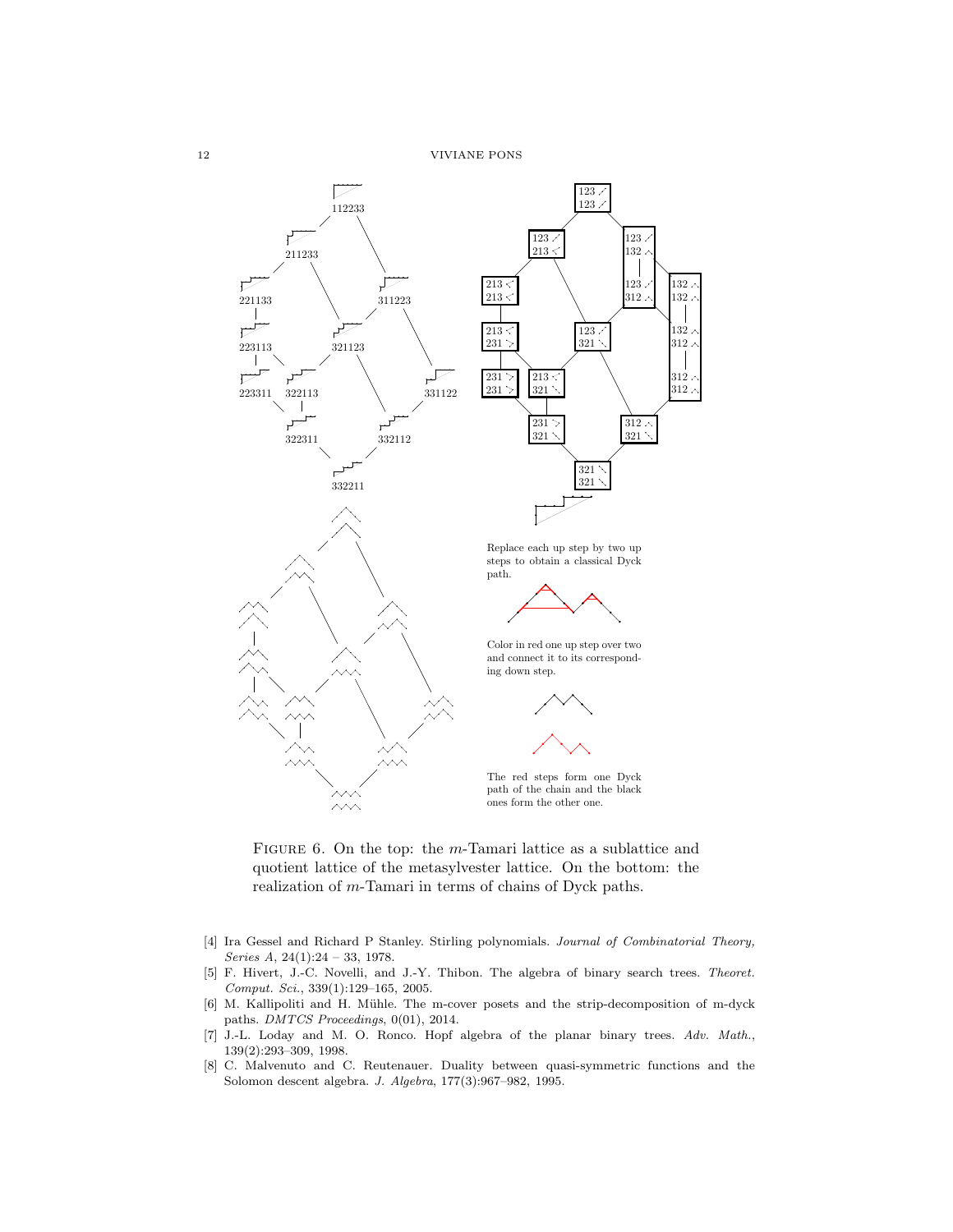112233

211233

221133 311223

223113 321123

223311 322113 331122

322311 332112

332211

| 123 ⋰ |
|---|
| 123 ⋰ |

Replace each up step by two up steps to obtain a classical Dyck path.

Color in red one up step over two and connect it to its corresponding down step.

The red steps form one Dyck path of the chain and the black ones form the other one.

Figure 6. On the top: the $m$-Tamari lattice as a sublattice and quotient lattice of the metasylvester lattice. On the bottom: the realization of $m$-Tamari in terms of chains of Dyck paths.

[4] Ira Gessel and Richard P Stanley. Stirling polynomials. *Journal of Combinatorial Theory, Series A*, 24(1):24 – 33, 1978.

[5] F. Hivert, J.-C. Novelli, and J.-Y. Thibon. The algebra of binary search trees. *Theoret. Comput. Sci.*, 339(1):129–165, 2005.

[6] M. Kallipoliti and H. Mühle. The m-cover posets and the strip-decomposition of m-dyck paths. *DMTCS Proceedings*, 0(01), 2014.

[7] J.-L. Loday and M. O. Ronco. Hopf algebra of the planar binary trees. *Adv. Math.*, 139(2):293–309, 1998.

[8] C. Malvenuto and C. Reutenauer. Duality between quasi-symmetric functions and the Solomon descent algebra. *J. Algebra*, 177(3):967–982, 1995.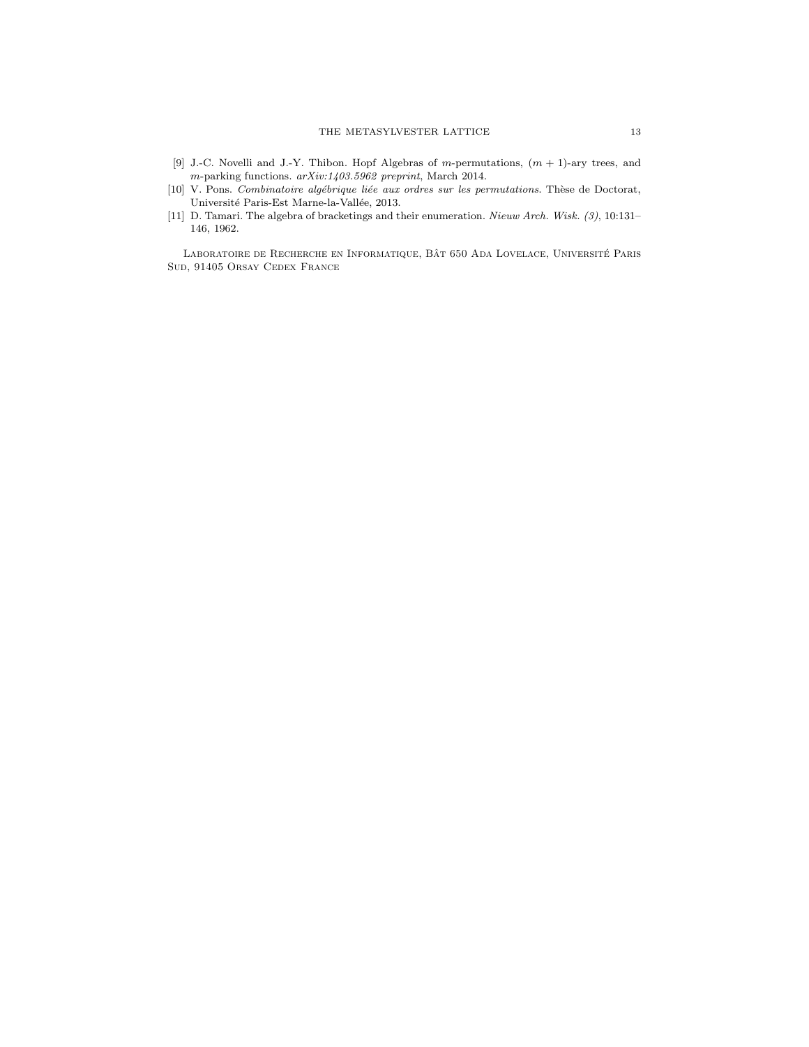[9] J.-C. Novelli and J.-Y. Thibon. Hopf Algebras of $m$-permutations, $(m+1)$-ary trees, and $m$-parking functions. *arXiv:1403.5962 preprint*, March 2014.

[10] V. Pons. *Combinatoire algébrique liée aux ordres sur les permutations*. Thèse de Doctorat, Université Paris-Est Marne-la-Vallée, 2013.

[11] D. Tamari. The algebra of bracketings and their enumeration. *Nieuw Arch. Wisk. (3)*, 10:131–146, 1962.

Laboratoire de Recherche en Informatique, Bât 650 Ada Lovelace, Université Paris Sud, 91405 Orsay Cedex France